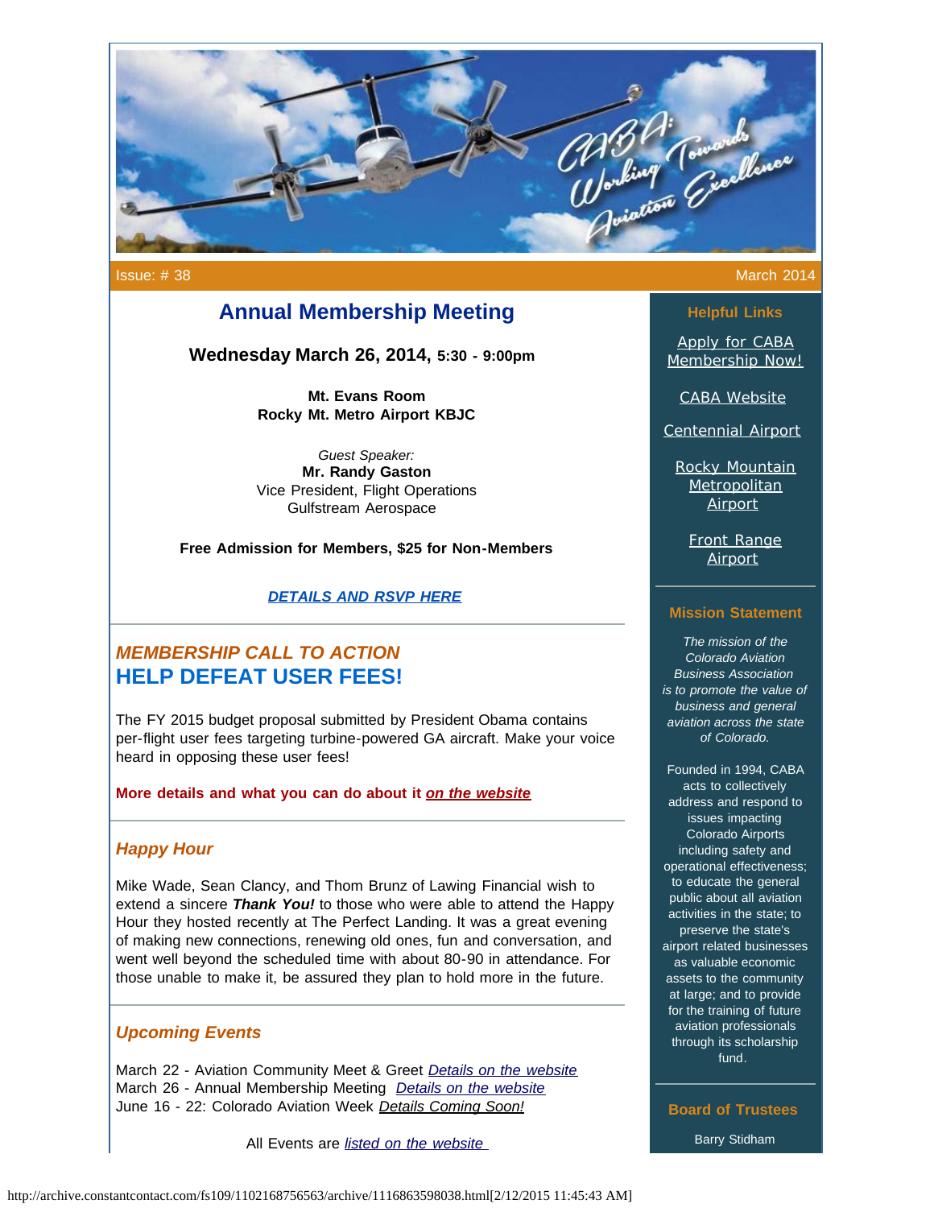Issue: # 38 March 2014

## Annual Membership Meeting

**Wednesday March 26, 2014, 5:30 - 9:00pm**

**Mt. Evans Room**
**Rocky Mt. Metro Airport KBJC**

*Guest Speaker:*
**Mr. Randy Gaston**
Vice President, Flight Operations
Gulfstream Aerospace

**Free Admission for Members, $25 for Non-Members**

***DETAILS AND RSVP HERE***

---

## *MEMBERSHIP CALL TO ACTION*
## HELP DEFEAT USER FEES!

The FY 2015 budget proposal submitted by President Obama contains per-flight user fees targeting turbine-powered GA aircraft. Make your voice heard in opposing these user fees!

**More details and what you can do about it *on the website***

---

### *Happy Hour*

Mike Wade, Sean Clancy, and Thom Brunz of Lawing Financial wish to extend a sincere ***Thank You!*** to those who were able to attend the Happy Hour they hosted recently at The Perfect Landing. It was a great evening of making new connections, renewing old ones, fun and conversation, and went well beyond the scheduled time with about 80-90 in attendance. For those unable to make it, be assured they plan to hold more in the future.

---

### *Upcoming Events*

March 22 - Aviation Community Meet & Greet *Details on the website*
March 26 - Annual Membership Meeting *Details on the website*
June 16 - 22: Colorado Aviation Week *Details Coming Soon!*

All Events are *listed on the website*

---

### Helpful Links

Apply for CABA Membership Now!

CABA Website

Centennial Airport

Rocky Mountain Metropolitan Airport

Front Range Airport

### Mission Statement

*The mission of the Colorado Aviation Business Association is to promote the value of business and general aviation across the state of Colorado.*

Founded in 1994, CABA acts to collectively address and respond to issues impacting Colorado Airports including safety and operational effectiveness; to educate the general public about all aviation activities in the state; to preserve the state's airport related businesses as valuable economic assets to the community at large; and to provide for the training of future aviation professionals through its scholarship fund.

### Board of Trustees

Barry Stidham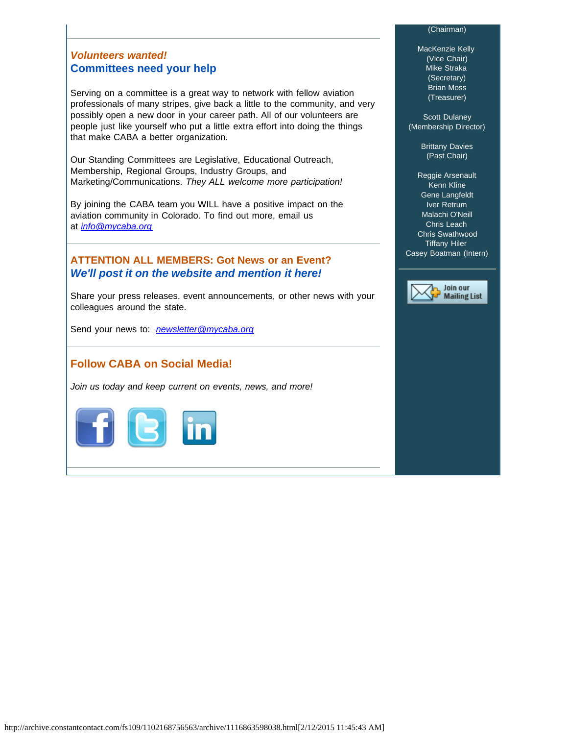### *Volunteers wanted!*
### Committees need your help

Serving on a committee is a great way to network with fellow aviation professionals of many stripes, give back a little to the community, and very possibly open a new door in your career path. All of our volunteers are people just like yourself who put a little extra effort into doing the things that make CABA a better organization.

Our Standing Committees are Legislative, Educational Outreach, Membership, Regional Groups, Industry Groups, and Marketing/Communications. *They ALL welcome more participation!*

By joining the CABA team you WILL have a positive impact on the aviation community in Colorado. To find out more, email us at *info@mycaba.org*

### ATTENTION ALL MEMBERS: Got News or an Event?
### *We'll post it on the website and mention it here!*

Share your press releases, event announcements, or other news with your colleagues around the state.

Send your news to: *newsletter@mycaba.org*

### Follow CABA on Social Media!

*Join us today and keep current on events, news, and more!*

(Chairman)

MacKenzie Kelly
(Vice Chair)
Mike Straka
(Secretary)
Brian Moss
(Treasurer)

Scott Dulaney
(Membership Director)

Brittany Davies
(Past Chair)

Reggie Arsenault
Kenn Kline
Gene Langfeldt
Iver Retrum
Malachi O'Neill
Chris Leach
Chris Swathwood
Tiffany Hiler
Casey Boatman (Intern)

Join our Mailing List